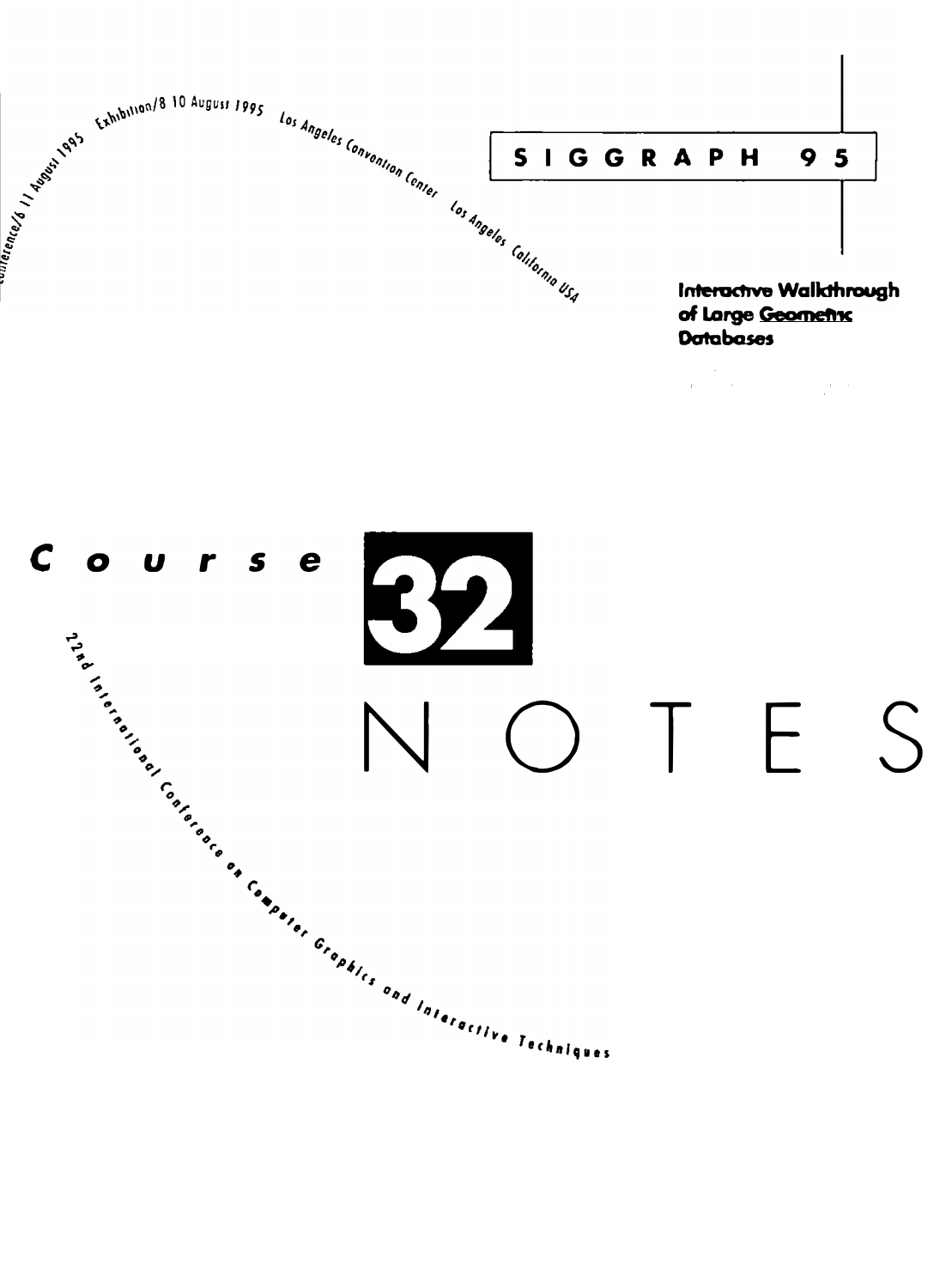Conference/6 11 August 1995 Exhibition/8 10 August 1995 Los Angeles Convention Center Los Angeles California USA

# SIGGRAPH 95

**Interactive Walkthrough of Large Geometric Databases**

# Course 32

# NOTES

22nd International Conference on Computer Graphics and Interactive Techniques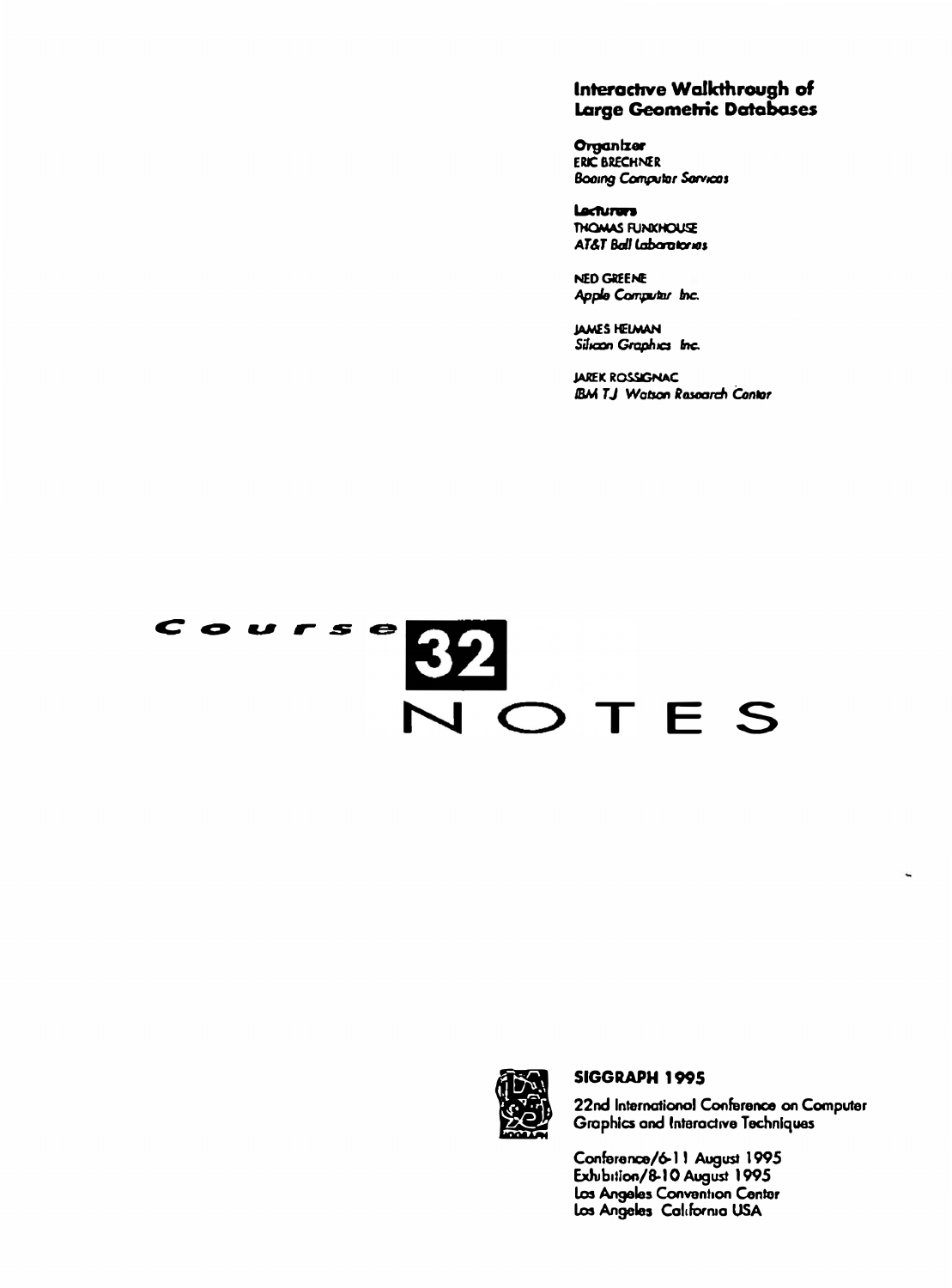# Interactive Walkthrough of Large Geometric Databases

**Organizer**
ERIC BRECHNER
*Boeing Computer Services*

**Lecturers**
THOMAS FUNKHOUSER
*AT&T Bell Laboratories*

NED GREENE
*Apple Computer Inc.*

JAMES HELMAN
*Silicon Graphics Inc.*

JAREK ROSSIGNAC
*IBM TJ Watson Research Center*

# Course 32 NOTES

**SIGGRAPH 1995**

22nd International Conference on Computer Graphics and Interactive Techniques

Conference/6-11 August 1995
Exhibition/8-10 August 1995
Los Angeles Convention Center
Los Angeles California USA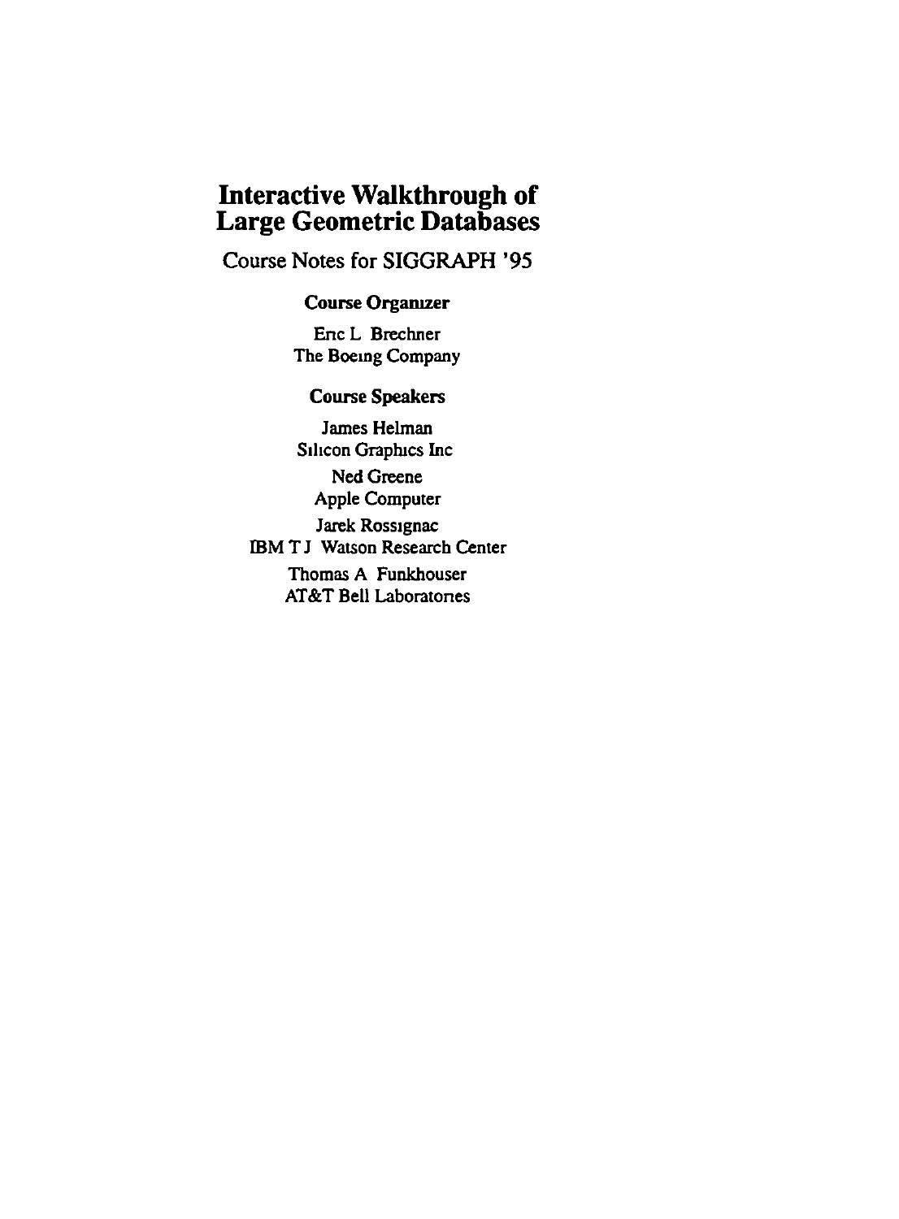# Interactive Walkthrough of Large Geometric Databases

Course Notes for SIGGRAPH '95

**Course Organizer**

Eric L Brechner
The Boeing Company

**Course Speakers**

James Helman
Silicon Graphics Inc

Ned Greene
Apple Computer

Jarek Rossignac
IBM T J Watson Research Center

Thomas A Funkhouser
AT&T Bell Laboratories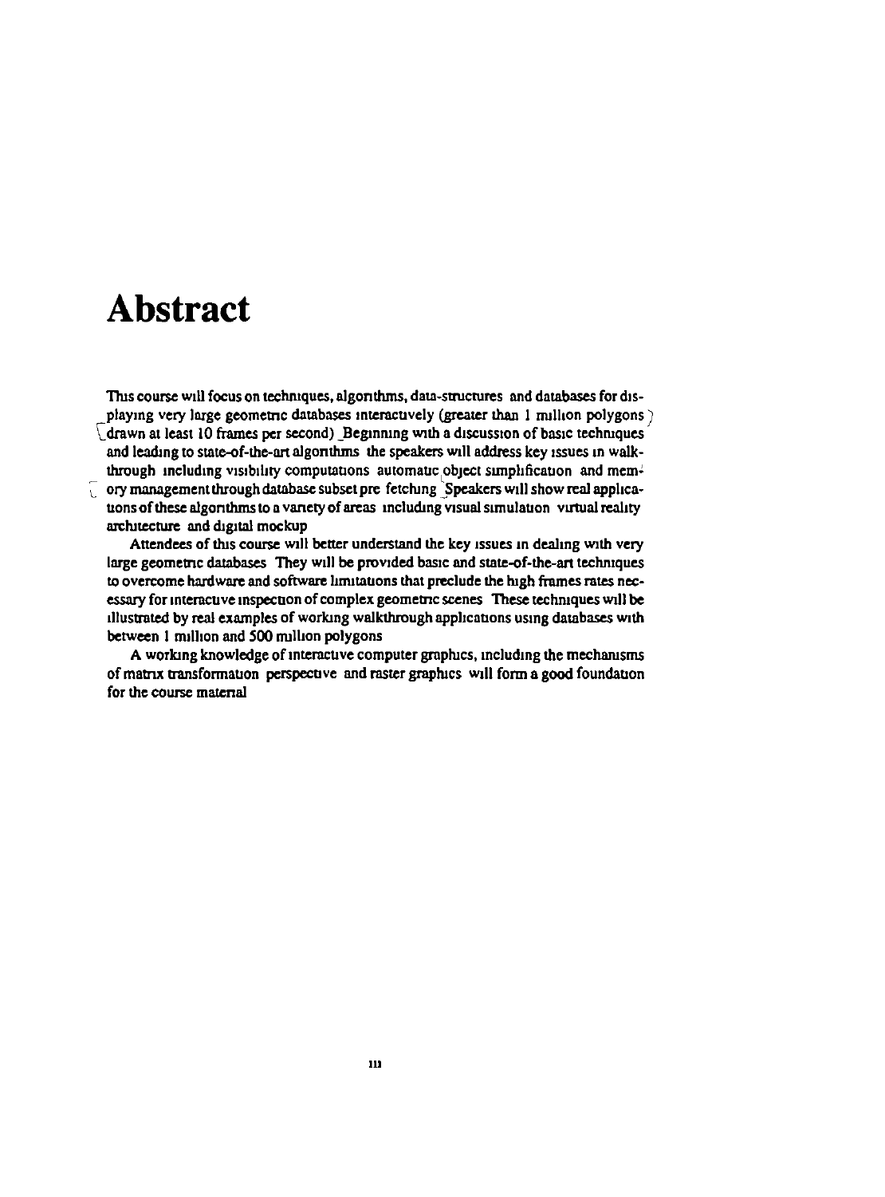# Abstract

This course will focus on techniques, algorithms, data-structures and databases for displaying very large geometric databases interactively (greater than 1 million polygons drawn at least 10 frames per second) Beginning with a discussion of basic techniques and leading to state-of-the-art algorithms the speakers will address key issues in walkthrough including visibility computations automatic object simplification and memory management through database subset pre fetching Speakers will show real applications of these algorithms to a variety of areas including visual simulation virtual reality architecture and digital mockup

Attendees of this course will better understand the key issues in dealing with very large geometric databases They will be provided basic and state-of-the-art techniques to overcome hardware and software limitations that preclude the high frames rates necessary for interactive inspection of complex geometric scenes These techniques will be illustrated by real examples of working walkthrough applications using databases with between 1 million and 500 million polygons

A working knowledge of interactive computer graphics, including the mechanisms of matrix transformation perspective and raster graphics will form a good foundation for the course material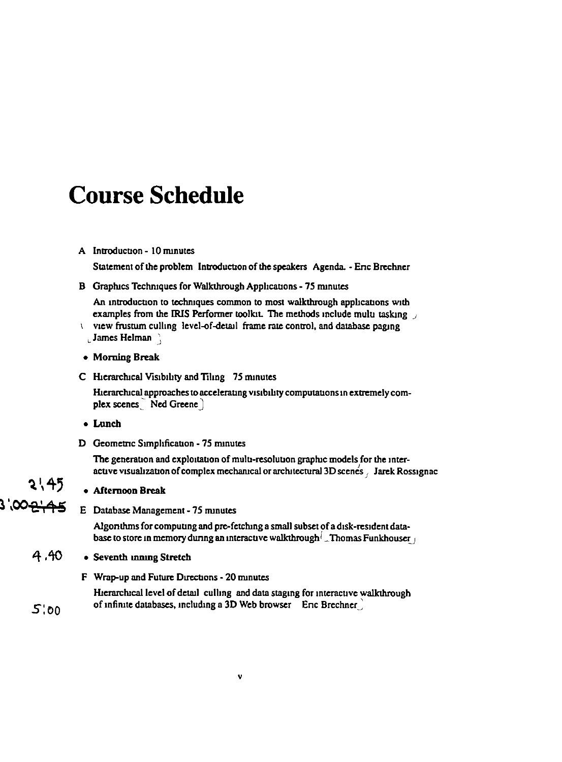# Course Schedule

A Introduction - 10 minutes

Statement of the problem Introduction of the speakers Agenda. - Eric Brechner

B Graphics Techniques for Walkthrough Applications - 75 minutes

An introduction to techniques common to most walkthrough applications with examples from the IRIS Performer toolkit. The methods include multi tasking, view frustum culling, level-of-detail, frame rate control, and database paging (James Helman)

- **Morning Break**

C Hierarchical Visibility and Tiling 75 minutes

Hierarchical approaches to accelerating visibility computations in extremely complex scenes (Ned Greene)

- **Lunch**

D Geometric Simplification - 75 minutes

The generation and exploitation of multi-resolution graphic models for the interactive visualization of complex mechanical or architectural 3D scenes (Jarek Rossignac)

2:45

- **Afternoon Break**

3:00 ~~2:45~~

E Database Management - 75 minutes

Algorithms for computing and pre-fetching a small subset of a disk-resident database to store in memory during an interactive walkthrough (Thomas Funkhouser)

4:40

- **Seventh inning Stretch**

F Wrap-up and Future Directions - 20 minutes

Hierarchical level of detail, culling, and data staging for interactive walkthrough of infinite databases, including a 3D Web browser (Eric Brechner)

5:00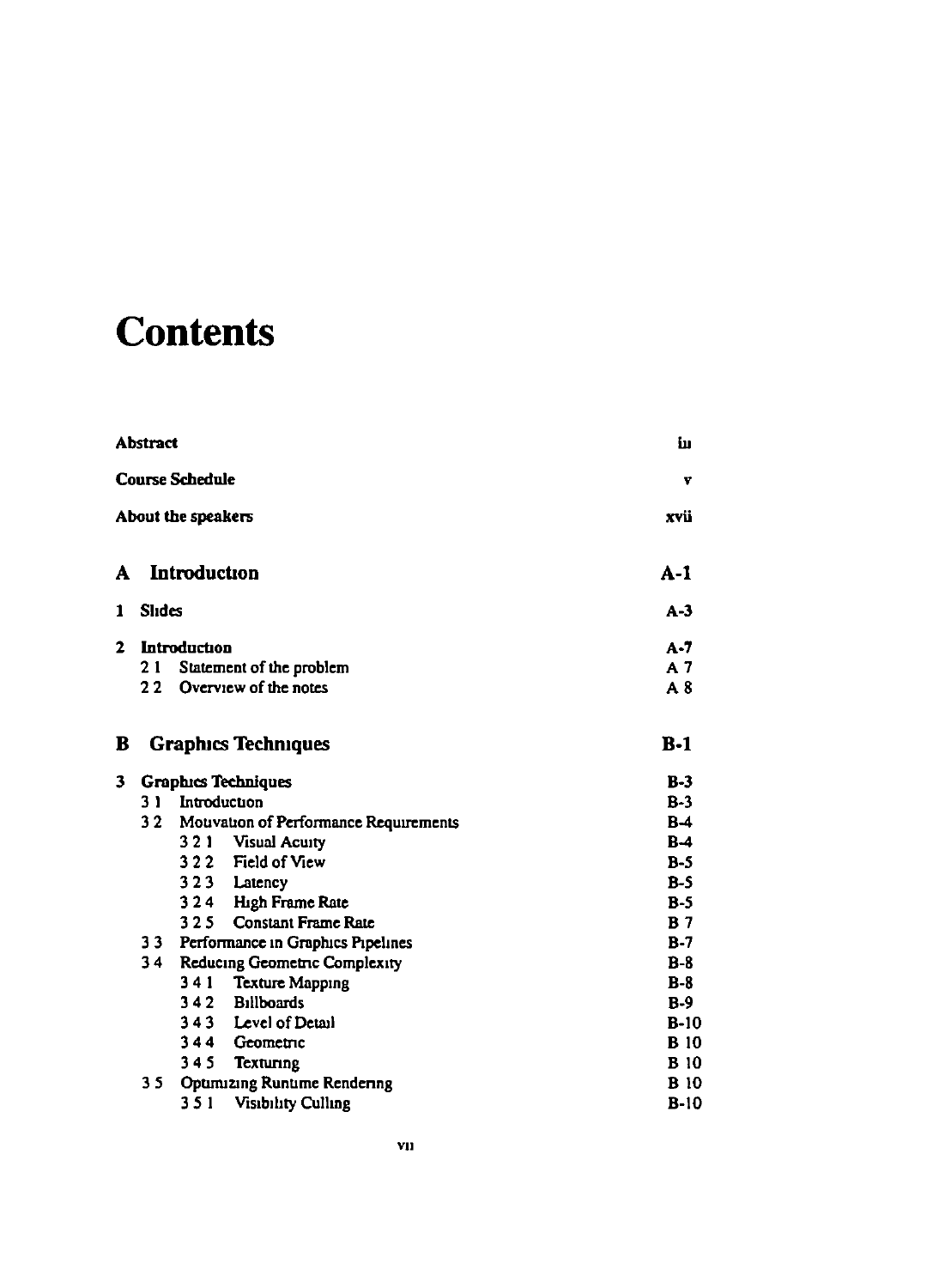# Contents

| | |
|---|---|
| **Abstract** | iii |
| **Course Schedule** | v |
| **About the speakers** | xvii |
| **A Introduction** | **A-1** |
| **1 Slides** | A-3 |
| **2 Introduction** | A-7 |
| 2.1 Statement of the problem | A-7 |
| 2.2 Overview of the notes | A-8 |
| **B Graphics Techniques** | **B-1** |
| **3 Graphics Techniques** | B-3 |
| 3.1 Introduction | B-3 |
| 3.2 Motivation of Performance Requirements | B-4 |
| 3.2.1 Visual Acuity | B-4 |
| 3.2.2 Field of View | B-5 |
| 3.2.3 Latency | B-5 |
| 3.2.4 High Frame Rate | B-5 |
| 3.2.5 Constant Frame Rate | B-7 |
| 3.3 Performance in Graphics Pipelines | B-7 |
| 3.4 Reducing Geometric Complexity | B-8 |
| 3.4.1 Texture Mapping | B-8 |
| 3.4.2 Billboards | B-9 |
| 3.4.3 Level of Detail | B-10 |
| 3.4.4 Geometric | B-10 |
| 3.4.5 Texturing | B-10 |
| 3.5 Optimizing Runtime Rendering | B-10 |
| 3.5.1 Visibility Culling | B-10 |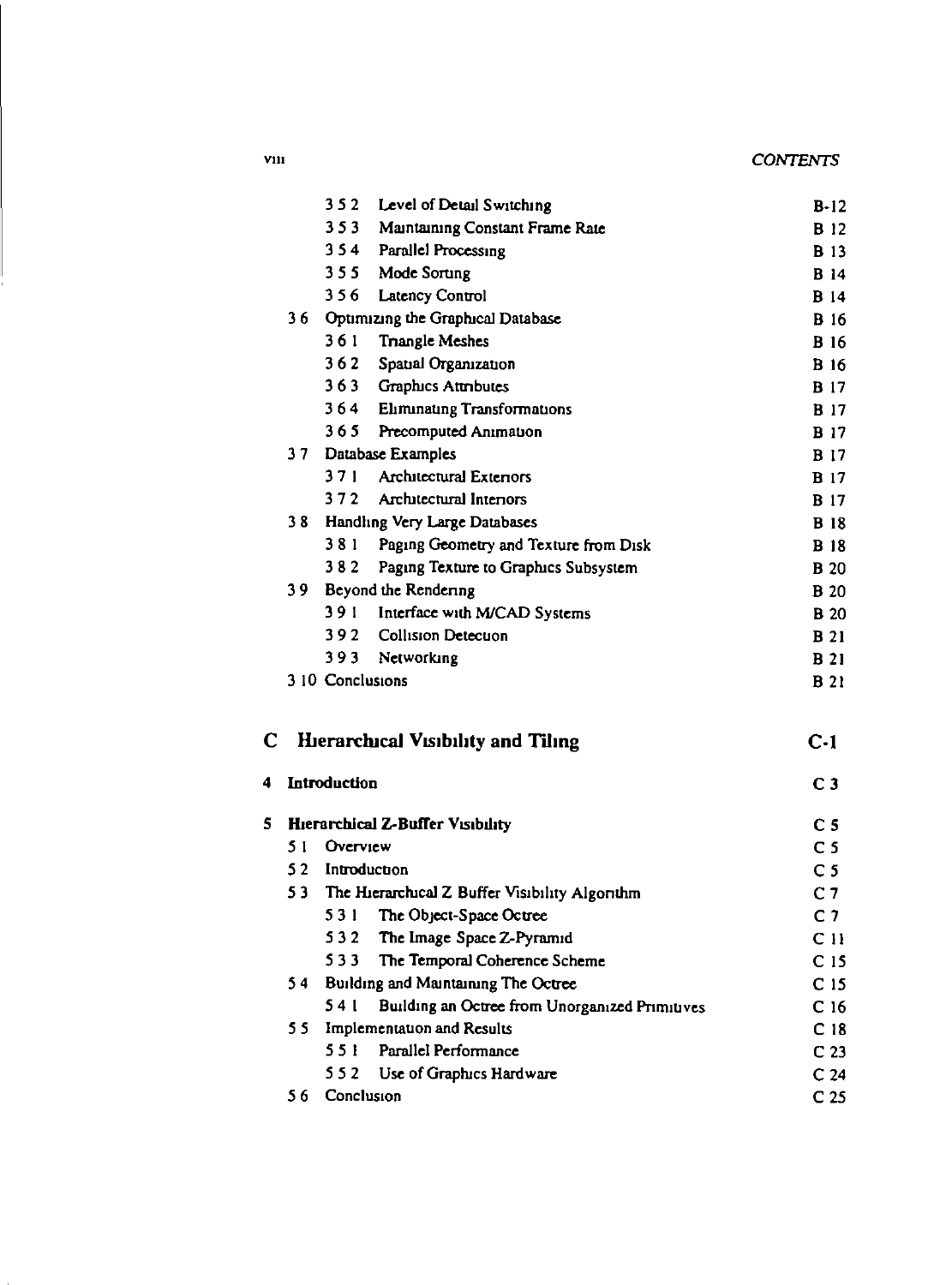| | | |
|---|---|---|
| 3.5.2 | Level of Detail Switching | B-12 |
| 3.5.3 | Maintaining Constant Frame Rate | B 12 |
| 3.5.4 | Parallel Processing | B 13 |
| 3.5.5 | Mode Sorting | B 14 |
| 3.5.6 | Latency Control | B 14 |
| 3.6 | Optimizing the Graphical Database | B 16 |
| 3.6.1 | Triangle Meshes | B 16 |
| 3.6.2 | Spatial Organization | B 16 |
| 3.6.3 | Graphics Attributes | B 17 |
| 3.6.4 | Eliminating Transformations | B 17 |
| 3.6.5 | Precomputed Animation | B 17 |
| 3.7 | Database Examples | B 17 |
| 3.7.1 | Architectural Exteriors | B 17 |
| 3.7.2 | Architectural Interiors | B 17 |
| 3.8 | Handling Very Large Databases | B 18 |
| 3.8.1 | Paging Geometry and Texture from Disk | B 18 |
| 3.8.2 | Paging Texture to Graphics Subsystem | B 20 |
| 3.9 | Beyond the Rendering | B 20 |
| 3.9.1 | Interface with M/CAD Systems | B 20 |
| 3.9.2 | Collision Detection | B 21 |
| 3.9.3 | Networking | B 21 |
| 3.10 | Conclusions | B 21 |

## C Hierarchical Visibility and Tiling — C-1

### 4 Introduction — C 3

### 5 Hierarchical Z-Buffer Visibility — C 5

| | | |
|---|---|---|
| 5.1 | Overview | C 5 |
| 5.2 | Introduction | C 5 |
| 5.3 | The Hierarchical Z Buffer Visibility Algorithm | C 7 |
| 5.3.1 | The Object-Space Octree | C 7 |
| 5.3.2 | The Image Space Z-Pyramid | C 11 |
| 5.3.3 | The Temporal Coherence Scheme | C 15 |
| 5.4 | Building and Maintaining The Octree | C 15 |
| 5.4.1 | Building an Octree from Unorganized Primitives | C 16 |
| 5.5 | Implementation and Results | C 18 |
| 5.5.1 | Parallel Performance | C 23 |
| 5.5.2 | Use of Graphics Hardware | C 24 |
| 5.6 | Conclusion | C 25 |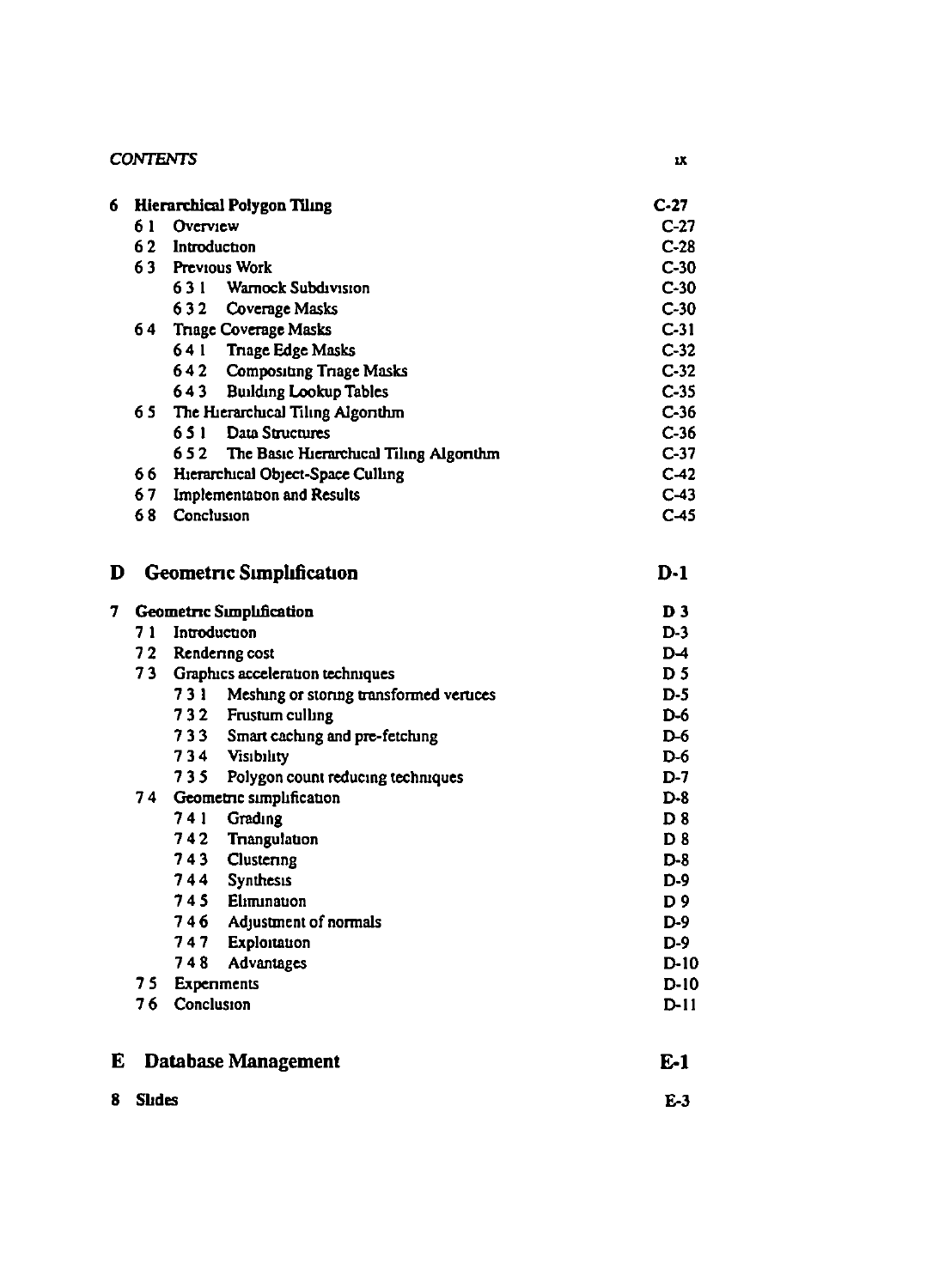| | | | |
|---|---|---|---|
| **6** | **Hierarchical Polygon Tiling** | | **C-27** |
| | 6 1 | Overview | C-27 |
| | 6 2 | Introduction | C-28 |
| | 6 3 | Previous Work | C-30 |
| | | 6 3 1 Warnock Subdivision | C-30 |
| | | 6 3 2 Coverage Masks | C-30 |
| | 6 4 | Triage Coverage Masks | C-31 |
| | | 6 4 1 Triage Edge Masks | C-32 |
| | | 6 4 2 Compositing Triage Masks | C-32 |
| | | 6 4 3 Building Lookup Tables | C-35 |
| | 6 5 | The Hierarchical Tiling Algorithm | C-36 |
| | | 6 5 1 Data Structures | C-36 |
| | | 6 5 2 The Basic Hierarchical Tiling Algorithm | C-37 |
| | 6 6 | Hierarchical Object-Space Culling | C-42 |
| | 6 7 | Implementation and Results | C-43 |
| | 6 8 | Conclusion | C-45 |

## D Geometric Simplification — D-1

| | | | |
|---|---|---|---|
| **7** | **Geometric Simplification** | | **D 3** |
| | 7 1 | Introduction | D-3 |
| | 7 2 | Rendering cost | D-4 |
| | 7 3 | Graphics acceleration techniques | D 5 |
| | | 7 3 1 Meshing or storing transformed vertices | D-5 |
| | | 7 3 2 Frustum culling | D-6 |
| | | 7 3 3 Smart caching and pre-fetching | D-6 |
| | | 7 3 4 Visibility | D-6 |
| | | 7 3 5 Polygon count reducing techniques | D-7 |
| | 7 4 | Geometric simplification | D-8 |
| | | 7 4 1 Grading | D 8 |
| | | 7 4 2 Triangulation | D 8 |
| | | 7 4 3 Clustering | D-8 |
| | | 7 4 4 Synthesis | D-9 |
| | | 7 4 5 Elimination | D 9 |
| | | 7 4 6 Adjustment of normals | D-9 |
| | | 7 4 7 Exploitation | D-9 |
| | | 7 4 8 Advantages | D-10 |
| | 7 5 | Experiments | D-10 |
| | 7 6 | Conclusion | D-11 |

## E Database Management — E-1

| | | |
|---|---|---|
| **8** | **Slides** | **E-3** |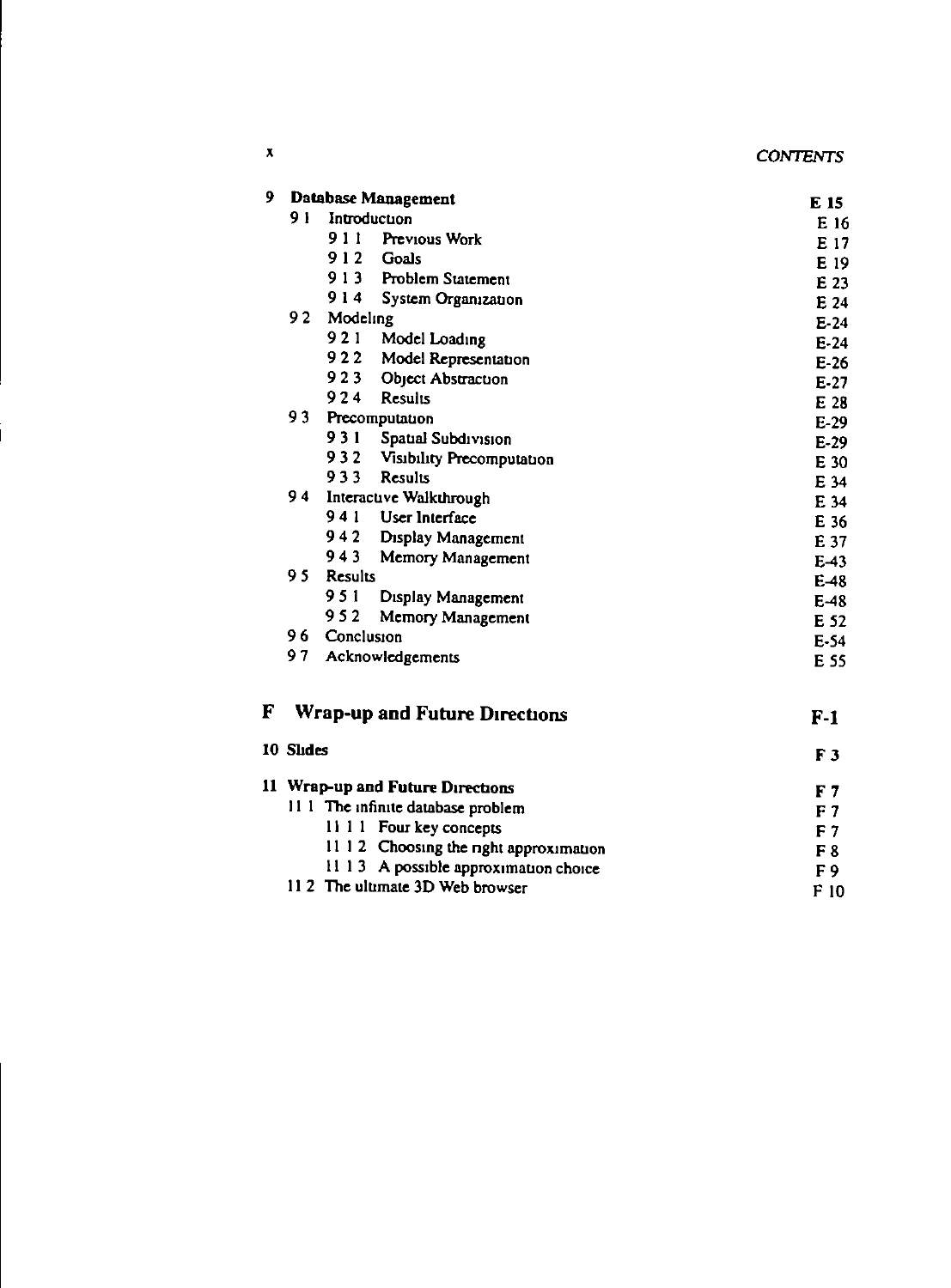| | |
|---|---|
| **9 Database Management** | **E 15** |
| 9 1 Introduction | E 16 |
| 9 1 1 Previous Work | E 17 |
| 9 1 2 Goals | E 19 |
| 9 1 3 Problem Statement | E 23 |
| 9 1 4 System Organization | E 24 |
| 9 2 Modeling | E-24 |
| 9 2 1 Model Loading | E-24 |
| 9 2 2 Model Representation | E-26 |
| 9 2 3 Object Abstraction | E-27 |
| 9 2 4 Results | E 28 |
| 9 3 Precomputation | E-29 |
| 9 3 1 Spatial Subdivision | E-29 |
| 9 3 2 Visibility Precomputation | E 30 |
| 9 3 3 Results | E 34 |
| 9 4 Interactive Walkthrough | E 34 |
| 9 4 1 User Interface | E 36 |
| 9 4 2 Display Management | E 37 |
| 9 4 3 Memory Management | E-43 |
| 9 5 Results | E-48 |
| 9 5 1 Display Management | E-48 |
| 9 5 2 Memory Management | E 52 |
| 9 6 Conclusion | E-54 |
| 9 7 Acknowledgements | E 55 |

## F Wrap-up and Future Directions — F-1

| | |
|---|---|
| **10 Slides** | **F 3** |
| **11 Wrap-up and Future Directions** | **F 7** |
| 11 1 The infinite database problem | F 7 |
| 11 1 1 Four key concepts | F 7 |
| 11 1 2 Choosing the right approximation | F 8 |
| 11 1 3 A possible approximation choice | F 9 |
| 11 2 The ultimate 3D Web browser | F 10 |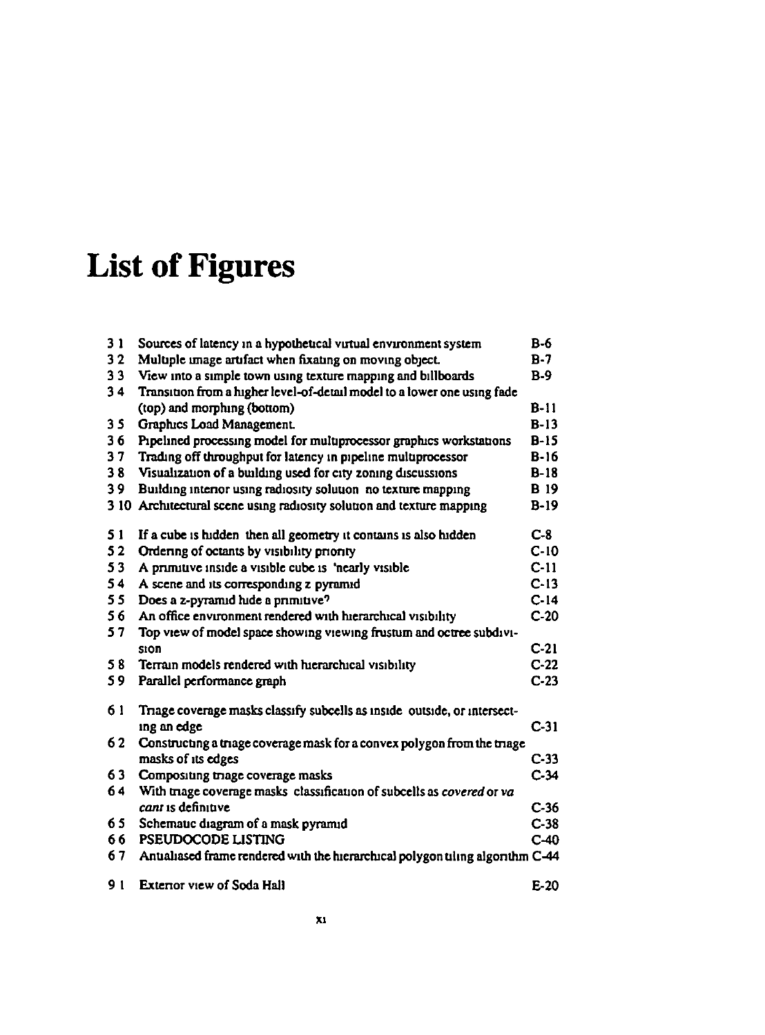# List of Figures

| | | |
|---|---|---|
| 3 1 | Sources of latency in a hypothetical virtual environment system | B-6 |
| 3 2 | Multiple image artifact when fixating on moving object. | B-7 |
| 3 3 | View into a simple town using texture mapping and billboards | B-9 |
| 3 4 | Transition from a higher level-of-detail model to a lower one using fade (top) and morphing (bottom) | B-11 |
| 3 5 | Graphics Load Management. | B-13 |
| 3 6 | Pipelined processing model for multiprocessor graphics workstations | B-15 |
| 3 7 | Trading off throughput for latency in pipeline multiprocessor | B-16 |
| 3 8 | Visualization of a building used for city zoning discussions | B-18 |
| 3 9 | Building interior using radiosity solution no texture mapping | B 19 |
| 3 10 | Architectural scene using radiosity solution and texture mapping | B-19 |
| 5 1 | If a cube is hidden then all geometry it contains is also hidden | C-8 |
| 5 2 | Ordering of octants by visibility priority | C-10 |
| 5 3 | A primitive inside a visible cube is 'nearly visible | C-11 |
| 5 4 | A scene and its corresponding z pyramid | C-13 |
| 5 5 | Does a z-pyramid hide a primitive? | C-14 |
| 5 6 | An office environment rendered with hierarchical visibility | C-20 |
| 5 7 | Top view of model space showing viewing frustum and octree subdivision | C-21 |
| 5 8 | Terrain models rendered with hierarchical visibility | C-22 |
| 5 9 | Parallel performance graph | C-23 |
| 6 1 | Triage coverage masks classify subcells as inside outside, or intersecting an edge | C-31 |
| 6 2 | Constructing a triage coverage mask for a convex polygon from the triage masks of its edges | C-33 |
| 6 3 | Compositing triage coverage masks | C-34 |
| 6 4 | With triage coverage masks classification of subcells as *covered* or *vacant* is definitive | C-36 |
| 6 5 | Schematic diagram of a mask pyramid | C-38 |
| 6 6 | PSEUDOCODE LISTING | C-40 |
| 6 7 | Antialiased frame rendered with the hierarchical polygon tiling algorithm | C-44 |
| 9 1 | Exterior view of Soda Hall | E-20 |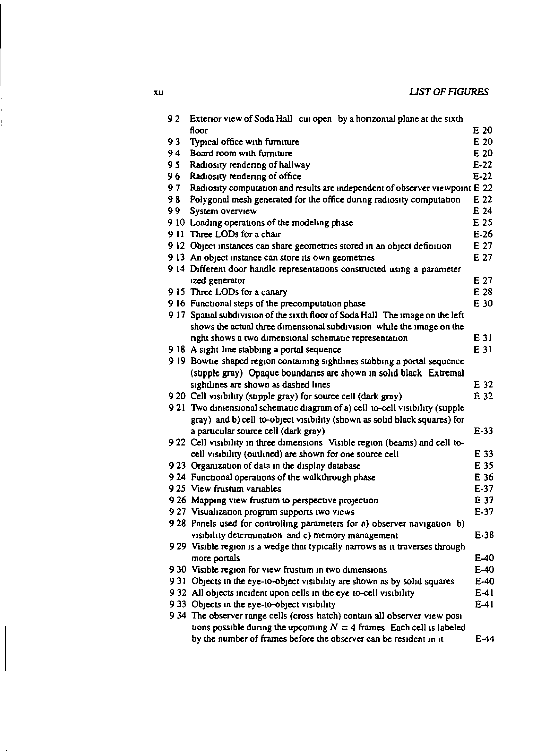| | | |
|---|---|---|
| 9 2 | Exterior view of Soda Hall cut open by a horizontal plane at the sixth floor | E 20 |
| 9 3 | Typical office with furniture | E 20 |
| 9 4 | Board room with furniture | E 20 |
| 9 5 | Radiosity rendering of hallway | E-22 |
| 9 6 | Radiosity rendering of office | E-22 |
| 9 7 | Radiosity computation and results are independent of observer viewpoint | E 22 |
| 9 8 | Polygonal mesh generated for the office during radiosity computation | E 22 |
| 9 9 | System overview | E 24 |
| 9 10 | Loading operations of the modeling phase | E 25 |
| 9 11 | Three LODs for a chair | E-26 |
| 9 12 | Object instances can share geometries stored in an object definition | E 27 |
| 9 13 | An object instance can store its own geometries | E 27 |
| 9 14 | Different door handle representations constructed using a parameterized generator | E 27 |
| 9 15 | Three LODs for a canary | E 28 |
| 9 16 | Functional steps of the precomputation phase | E 30 |
| 9 17 | Spatial subdivision of the sixth floor of Soda Hall The image on the left shows the actual three dimensional subdivision while the image on the right shows a two dimensional schematic representation | E 31 |
| 9 18 | A sight line stabbing a portal sequence | E 31 |
| 9 19 | Bowtie shaped region containing sightlines stabbing a portal sequence (stipple gray) Opaque boundaries are shown in solid black Extremal sightlines are shown as dashed lines | E 32 |
| 9 20 | Cell visibility (stipple gray) for source cell (dark gray) | E 32 |
| 9 21 | Two dimensional schematic diagram of a) cell to-cell visibility (stipple gray) and b) cell to-object visibility (shown as solid black squares) for a particular source cell (dark gray) | E-33 |
| 9 22 | Cell visibility in three dimensions Visible region (beams) and cell to-cell visibility (outlined) are shown for one source cell | E 33 |
| 9 23 | Organization of data in the display database | E 35 |
| 9 24 | Functional operations of the walkthrough phase | E 36 |
| 9 25 | View frustum variables | E-37 |
| 9 26 | Mapping view frustum to perspective projection | E 37 |
| 9 27 | Visualization program supports two views | E-37 |
| 9 28 | Panels used for controlling parameters for a) observer navigation b) visibility determination and c) memory management | E-38 |
| 9 29 | Visible region is a wedge that typically narrows as it traverses through more portals | E-40 |
| 9 30 | Visible region for view frustum in two dimensions | E-40 |
| 9 31 | Objects in the eye-to-object visibility are shown as by solid squares | E-40 |
| 9 32 | All objects incident upon cells in the eye to-cell visibility | E-41 |
| 9 33 | Objects in the eye-to-object visibility | E-41 |
| 9 34 | The observer range cells (cross hatch) contain all observer view positions possible during the upcoming $N = 4$ frames Each cell is labeled by the number of frames before the observer can be resident in it | E-44 |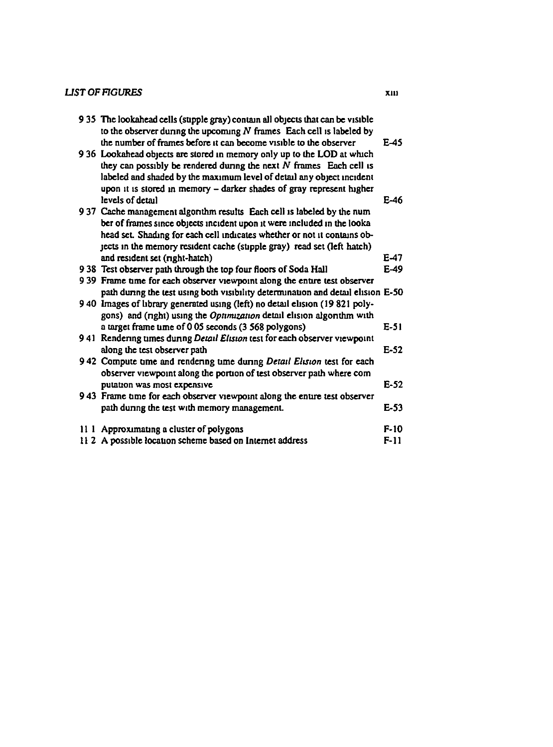| | | |
|---|---|---|
| 9.35 | The lookahead cells (stipple gray) contain all objects that can be visible to the observer during the upcoming $N$ frames. Each cell is labeled by the number of frames before it can become visible to the observer | E-45 |
| 9.36 | Lookahead objects are stored in memory only up to the LOD at which they can possibly be rendered during the next $N$ frames. Each cell is labeled and shaded by the maximum level of detail any object incident upon it is stored in memory – darker shades of gray represent higher levels of detail | E-46 |
| 9.37 | Cache management algorithm results. Each cell is labeled by the number of frames since objects incident upon it were included in the lookahead set. Shading for each cell indicates whether or not it contains objects in the memory resident cache (stipple gray), read set (left hatch) and resident set (right-hatch) | E-47 |
| 9.38 | Test observer path through the top four floors of Soda Hall | E-49 |
| 9.39 | Frame time for each observer viewpoint along the entire test observer path during the test using both visibility determination and detail elision | E-50 |
| 9.40 | Images of library generated using (left) no detail elision (19,821 polygons) and (right) using the *Optimization* detail elision algorithm with a target frame time of 0.05 seconds (3,568 polygons) | E-51 |
| 9.41 | Rendering times during *Detail Elision* test for each observer viewpoint along the test observer path | E-52 |
| 9.42 | Compute time and rendering time during *Detail Elision* test for each observer viewpoint along the portion of test observer path where computation was most expensive | E-52 |
| 9.43 | Frame time for each observer viewpoint along the entire test observer path during the test with memory management. | E-53 |
| 11.1 | Approximating a cluster of polygons | F-10 |
| 11.2 | A possible location scheme based on Internet address | F-11 |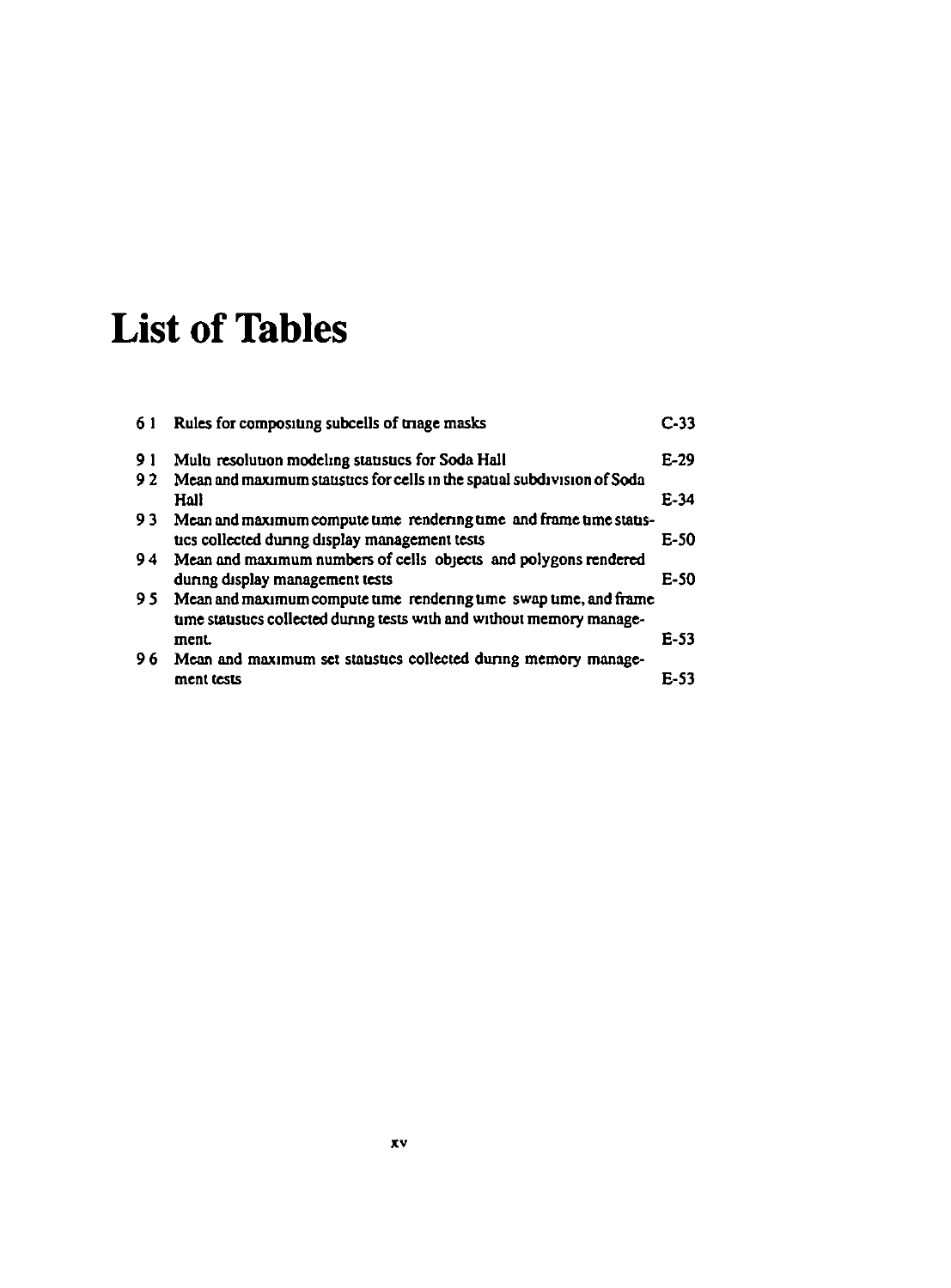# List of Tables

| | | |
|---|---|---|
| 6 1 | Rules for compositing subcells of triage masks | C-33 |
| 9 1 | Multi resolution modeling statistics for Soda Hall | E-29 |
| 9 2 | Mean and maximum statistics for cells in the spatial subdivision of Soda Hall | E-34 |
| 9 3 | Mean and maximum compute time rendering time and frame time statistics collected during display management tests | E-50 |
| 9 4 | Mean and maximum numbers of cells objects and polygons rendered during display management tests | E-50 |
| 9 5 | Mean and maximum compute time rendering time swap time, and frame time statistics collected during tests with and without memory management. | E-53 |
| 9 6 | Mean and maximum set statistics collected during memory management tests | E-53 |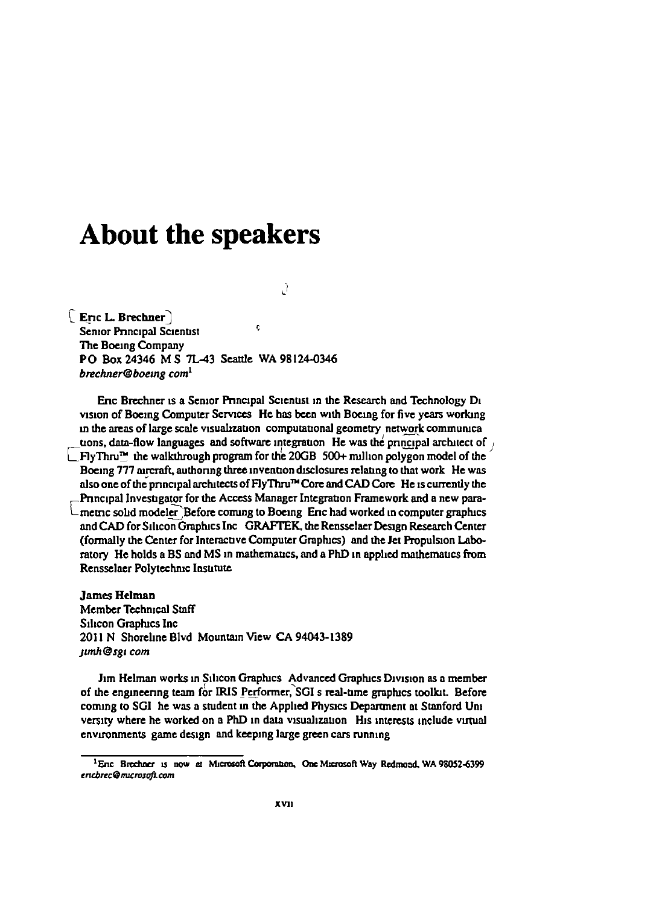# About the speakers

**Eric L. Brechner**
Senior Principal Scientist
The Boeing Company
PO Box 24346 M S 7L-43 Seattle WA 98124-0346
*brechner@boeing com*[1]

Eric Brechner is a Senior Principal Scientist in the Research and Technology Division of Boeing Computer Services He has been with Boeing for five years working in the areas of large scale visualization computational geometry network communications, data-flow languages and software integration He was the principal architect of FlyThru™ the walkthrough program for the 20GB 500+ million polygon model of the Boeing 777 aircraft, authoring three invention disclosures relating to that work He was also one of the principal architects of FlyThru™ Core and CAD Core He is currently the Principal Investigator for the Access Manager Integration Framework and a new parametric solid modeler Before coming to Boeing Eric had worked in computer graphics and CAD for Silicon Graphics Inc GRAFTEK, the Rensselaer Design Research Center (formally the Center for Interactive Computer Graphics) and the Jet Propulsion Laboratory He holds a BS and MS in mathematics, and a PhD in applied mathematics from Rensselaer Polytechnic Institute

**James Helman**
Member Technical Staff
Silicon Graphics Inc
2011 N Shoreline Blvd Mountain View CA 94043-1389
*jimh@sgi com*

Jim Helman works in Silicon Graphics Advanced Graphics Division as a member of the engineering team for IRIS Performer, SGI s real-time graphics toolkit. Before coming to SGI he was a student in the Applied Physics Department at Stanford University where he worked on a PhD in data visualization His interests include virtual environments game design and keeping large green cars running

---

[1] Eric Brechner is now at Microsoft Corporation, One Microsoft Way Redmond, WA 98052-6399 *ericbrec@microsoft.com*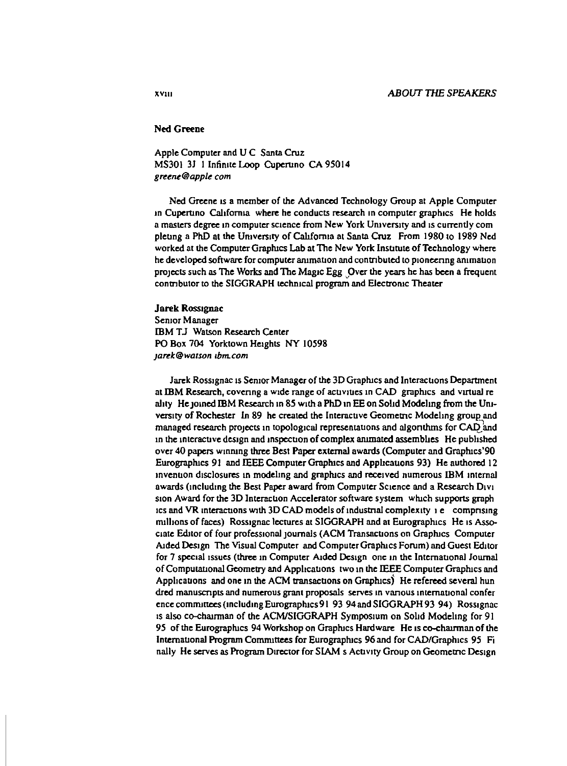**Ned Greene**

Apple Computer and U C Santa Cruz
MS301 3J 1 Infinite Loop Cupertino CA 95014
*greene@apple com*

Ned Greene is a member of the Advanced Technology Group at Apple Computer in Cupertino California where he conducts research in computer graphics He holds a masters degree in computer science from New York University and is currently completing a PhD at the University of California at Santa Cruz From 1980 to 1989 Ned worked at the Computer Graphics Lab at The New York Institute of Technology where he developed software for computer animation and contributed to pioneering animation projects such as The Works and The Magic Egg Over the years he has been a frequent contributor to the SIGGRAPH technical program and Electronic Theater

**Jarek Rossignac**
Senior Manager
IBM TJ Watson Research Center
PO Box 704 Yorktown Heights NY 10598
*jarek@watson ibm.com*

Jarek Rossignac is Senior Manager of the 3D Graphics and Interactions Department at IBM Research, covering a wide range of activities in CAD graphics and virtual reality He joined IBM Research in 85 with a PhD in EE on Solid Modeling from the University of Rochester In 89 he created the Interactive Geometric Modeling group and managed research projects in topological representations and algorithms for CAD and in the interactive design and inspection of complex animated assemblies He published over 40 papers winning three Best Paper external awards (Computer and Graphics'90 Eurographics 91 and IEEE Computer Graphics and Applications 93) He authored 12 invention disclosures in modeling and graphics and received numerous IBM internal awards (including the Best Paper award from Computer Science and a Research Division Award for the 3D Interaction Accelerator software system which supports graphics and VR interactions with 3D CAD models of industrial complexity i e comprising millions of faces) Rossignac lectures at SIGGRAPH and at Eurographics He is Associate Editor of four professional journals (ACM Transactions on Graphics Computer Aided Design The Visual Computer and Computer Graphics Forum) and Guest Editor for 7 special issues (three in Computer Aided Design one in the International Journal of Computational Geometry and Applications two in the IEEE Computer Graphics and Applications and one in the ACM transactions on Graphics) He refereed several hundred manuscripts and numerous grant proposals serves in various international conference committees (including Eurographics 91 93 94 and SIGGRAPH 93 94) Rossignac is also co-chairman of the ACM/SIGGRAPH Symposium on Solid Modeling for 91 95 of the Eurographics 94 Workshop on Graphics Hardware He is co-chairman of the International Program Committees for Eurographics 96 and for CAD/Graphics 95 Finally He serves as Program Director for SIAM s Activity Group on Geometric Design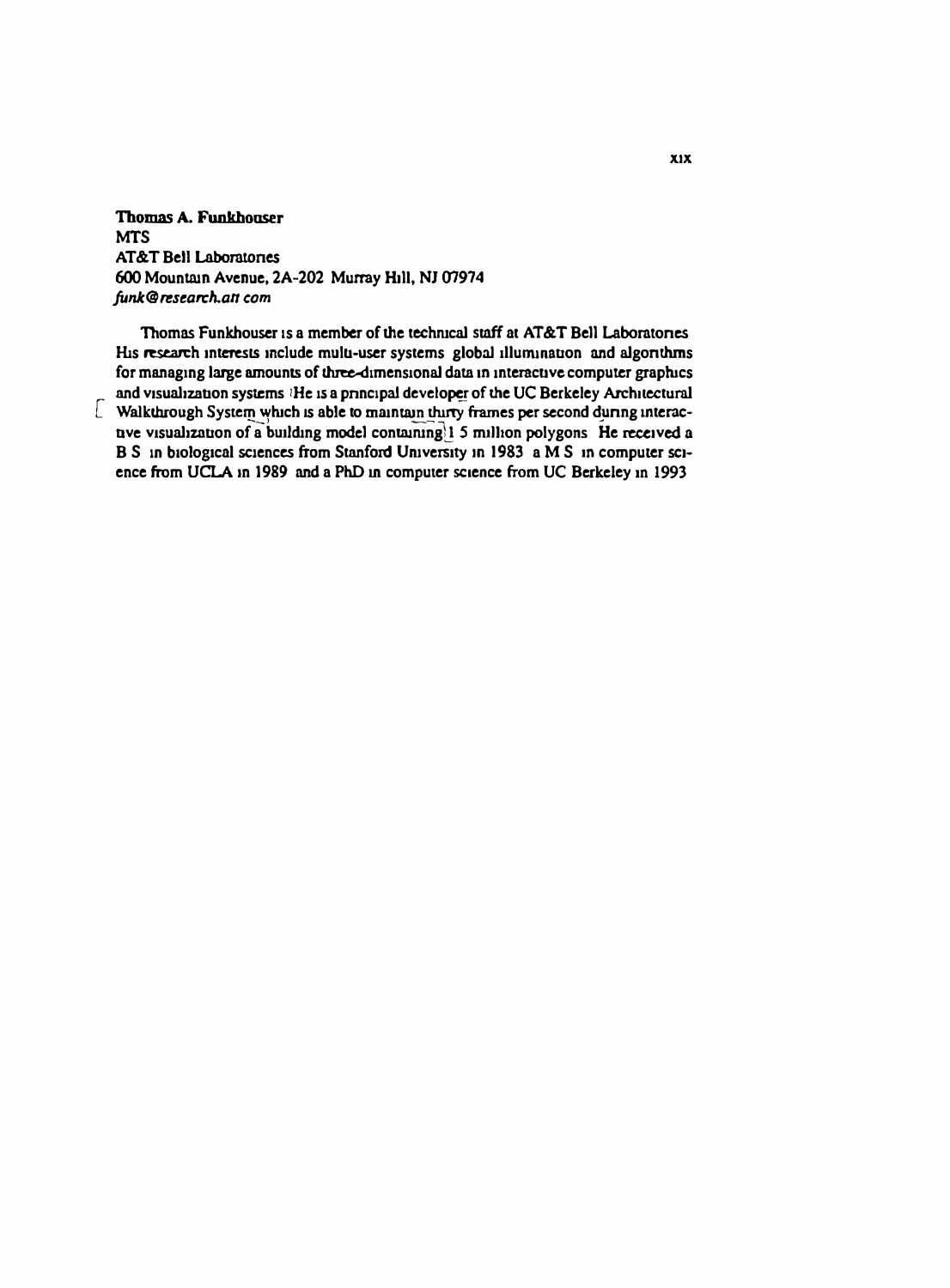**Thomas A. Funkhouser**
MTS
AT&T Bell Laboratories
600 Mountain Avenue, 2A-202 Murray Hill, NJ 07974
*funk@research.att com*

Thomas Funkhouser is a member of the technical staff at AT&T Bell Laboratories His research interests include multi-user systems global illumination and algorithms for managing large amounts of three-dimensional data in interactive computer graphics and visualization systems He is a principal developer of the UC Berkeley Architectural Walkthrough System which is able to maintain thirty frames per second during interactive visualization of a building model containing 1 5 million polygons He received a B S in biological sciences from Stanford University in 1983 a M S in computer science from UCLA in 1989 and a PhD in computer science from UC Berkeley in 1993